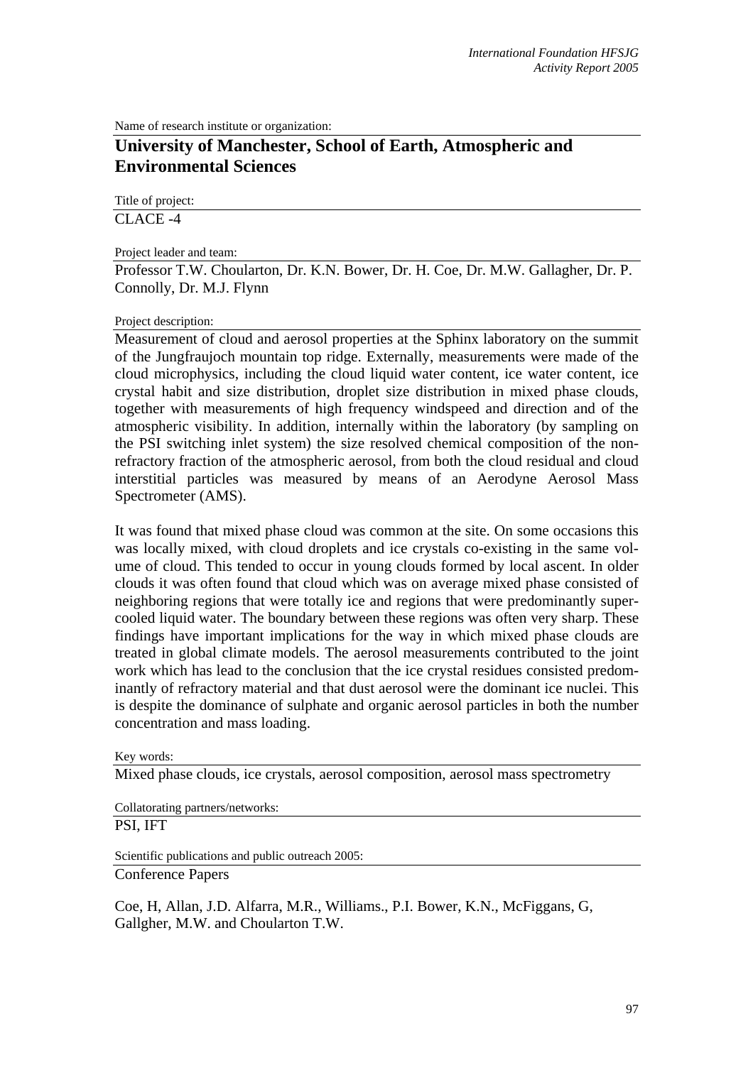Name of research institute or organization:

## University of Manchester, School of Earth, Atmospheric and Environmental Sciences

Title of project:

CLACE -4

Project leader and team:

Professor T.W. Choularton, Dr. K.N. Bower, Dr. H. Coe, Dr. M.W. Gallagher, Dr. P. Connolly, Dr. M.J. Flynn

Project description:

Measurement of cloud and aerosol properties at the Sphinx laboratory on the summit of the Jungfraujoch mountain top ridge. Externally, measurements were made of the cloud microphysics, including the cloud liquid water content, ice water content, ice crystal habit and size distribution, droplet size distribution in mixed phase clouds, together with measurements of high frequency windspeed and direction and of the atmospheric visibility. In addition, internally within the laboratory (by sampling on the PSI switching inlet system) the size resolved chemical composition of the non-refractory fraction of the atmospheric aerosol, from both the cloud residual and cloud interstitial particles was measured by means of an Aerodyne Aerosol Mass Spectrometer (AMS).

It was found that mixed phase cloud was common at the site. On some occasions this was locally mixed, with cloud droplets and ice crystals co-existing in the same volume of cloud. This tended to occur in young clouds formed by local ascent. In older clouds it was often found that cloud which was on average mixed phase consisted of neighboring regions that were totally ice and regions that were predominantly supercooled liquid water. The boundary between these regions was often very sharp. These findings have important implications for the way in which mixed phase clouds are treated in global climate models. The aerosol measurements contributed to the joint work which has lead to the conclusion that the ice crystal residues consisted predominantly of refractory material and that dust aerosol were the dominant ice nuclei. This is despite the dominance of sulphate and organic aerosol particles in both the number concentration and mass loading.

Key words:

Mixed phase clouds, ice crystals, aerosol composition, aerosol mass spectrometry

Collatorating partners/networks:

PSI, IFT

Scientific publications and public outreach 2005:

Conference Papers

Coe, H, Allan, J.D. Alfarra, M.R., Williams., P.I. Bower, K.N., McFiggans, G, Gallgher, M.W. and Choularton T.W.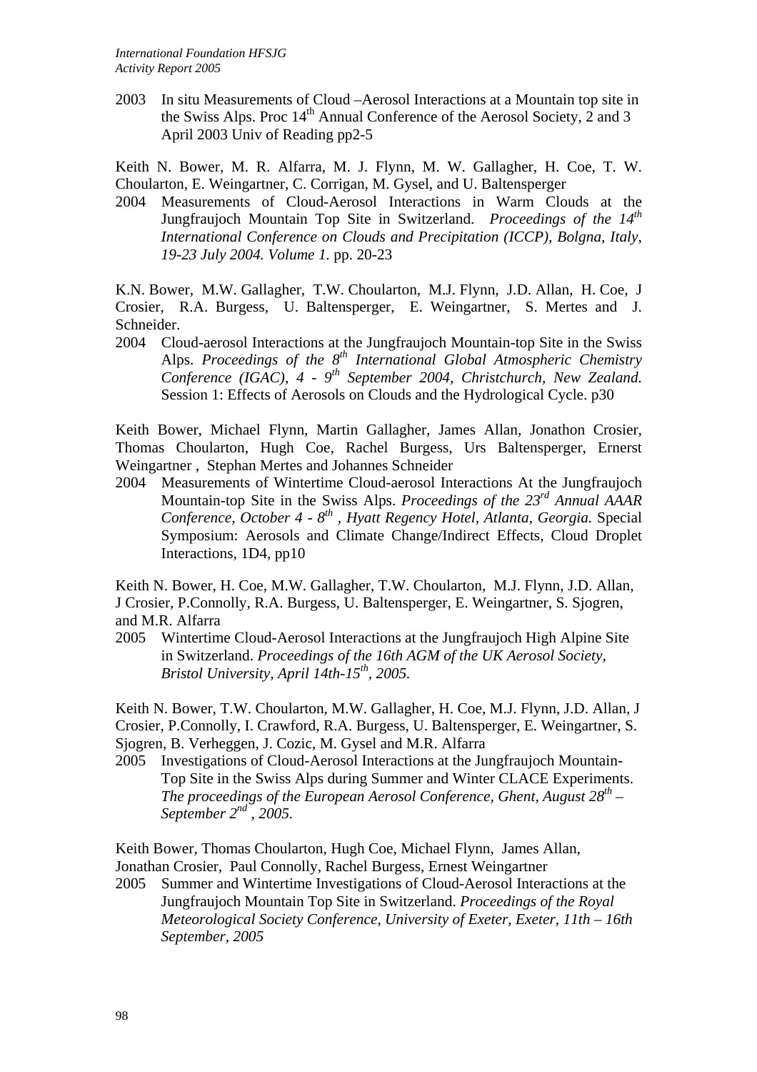2003 In situ Measurements of Cloud –Aerosol Interactions at a Mountain top site in the Swiss Alps. Proc 14th Annual Conference of the Aerosol Society, 2 and 3 April 2003 Univ of Reading pp2-5

Keith N. Bower, M. R. Alfarra, M. J. Flynn, M. W. Gallagher, H. Coe, T. W. Choularton, E. Weingartner, C. Corrigan, M. Gysel, and U. Baltensperger

2004 Measurements of Cloud-Aerosol Interactions in Warm Clouds at the Jungfraujoch Mountain Top Site in Switzerland. *Proceedings of the 14th International Conference on Clouds and Precipitation (ICCP), Bolgna, Italy, 19-23 July 2004. Volume 1.* pp. 20-23

K.N. Bower, M.W. Gallagher, T.W. Choularton, M.J. Flynn, J.D. Allan, H. Coe, J Crosier, R.A. Burgess, U. Baltensperger, E. Weingartner, S. Mertes and J. Schneider.

2004 Cloud-aerosol Interactions at the Jungfraujoch Mountain-top Site in the Swiss Alps. *Proceedings of the 8th International Global Atmospheric Chemistry Conference (IGAC), 4 - 9th September 2004, Christchurch, New Zealand.* Session 1: Effects of Aerosols on Clouds and the Hydrological Cycle. p30

Keith Bower, Michael Flynn, Martin Gallagher, James Allan, Jonathon Crosier, Thomas Choularton, Hugh Coe, Rachel Burgess, Urs Baltensperger, Ernerst Weingartner , Stephan Mertes and Johannes Schneider

2004 Measurements of Wintertime Cloud-aerosol Interactions At the Jungfraujoch Mountain-top Site in the Swiss Alps. *Proceedings of the 23rd Annual AAAR Conference, October 4 - 8th , Hyatt Regency Hotel, Atlanta, Georgia.* Special Symposium: Aerosols and Climate Change/Indirect Effects, Cloud Droplet Interactions, 1D4, pp10

Keith N. Bower, H. Coe, M.W. Gallagher, T.W. Choularton, M.J. Flynn, J.D. Allan, J Crosier, P.Connolly, R.A. Burgess, U. Baltensperger, E. Weingartner, S. Sjogren, and M.R. Alfarra

2005 Wintertime Cloud-Aerosol Interactions at the Jungfraujoch High Alpine Site in Switzerland. *Proceedings of the 16th AGM of the UK Aerosol Society, Bristol University, April 14th-15th, 2005.*

Keith N. Bower, T.W. Choularton, M.W. Gallagher, H. Coe, M.J. Flynn, J.D. Allan, J Crosier, P.Connolly, I. Crawford, R.A. Burgess, U. Baltensperger, E. Weingartner, S. Sjogren, B. Verheggen, J. Cozic, M. Gysel and M.R. Alfarra

2005 Investigations of Cloud-Aerosol Interactions at the Jungfraujoch Mountain-Top Site in the Swiss Alps during Summer and Winter CLACE Experiments. *The proceedings of the European Aerosol Conference, Ghent, August 28th – September 2nd , 2005.*

Keith Bower, Thomas Choularton, Hugh Coe, Michael Flynn, James Allan, Jonathan Crosier, Paul Connolly, Rachel Burgess, Ernest Weingartner

2005 Summer and Wintertime Investigations of Cloud-Aerosol Interactions at the Jungfraujoch Mountain Top Site in Switzerland. *Proceedings of the Royal Meteorological Society Conference, University of Exeter, Exeter, 11th – 16th September, 2005*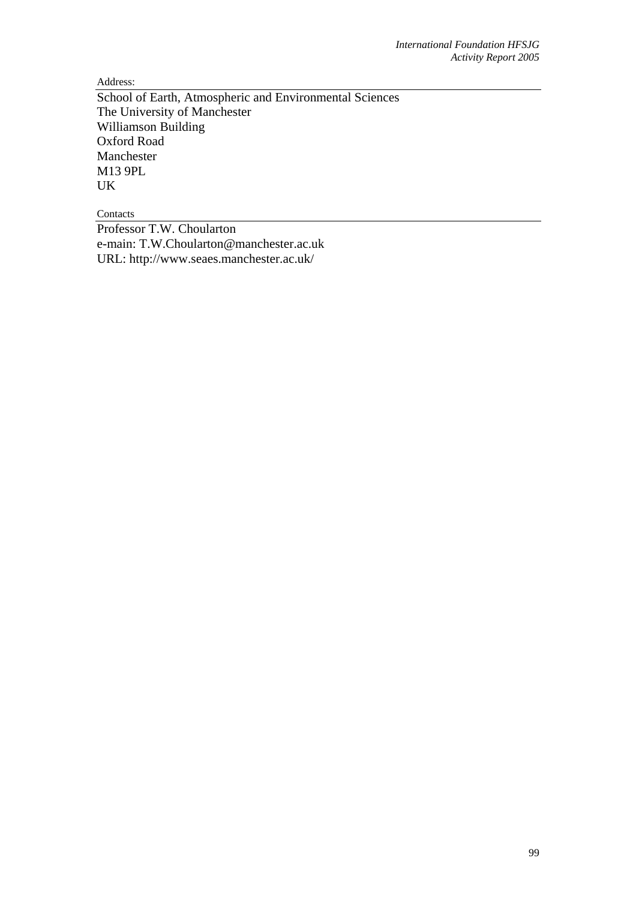Address:

School of Earth, Atmospheric and Environmental Sciences
The University of Manchester
Williamson Building
Oxford Road
Manchester
M13 9PL
UK

Contacts

Professor T.W. Choularton
e-main: T.W.Choularton@manchester.ac.uk
URL: http://www.seaes.manchester.ac.uk/